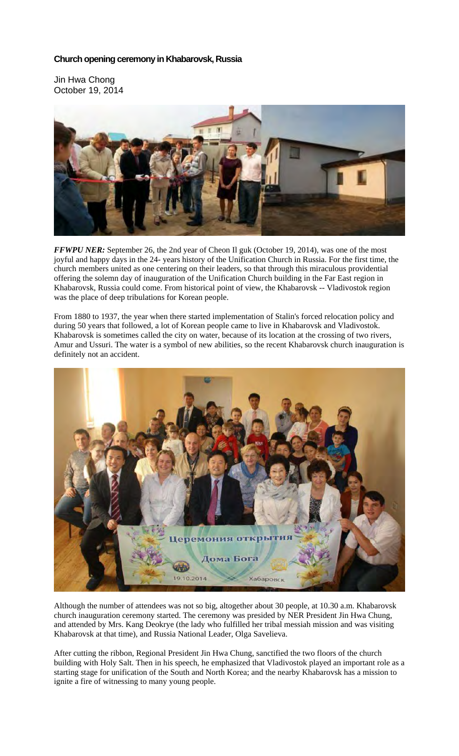# Church opening ceremony in Khabarovsk, Russia

Jin Hwa Chong
October 19, 2014

***FFWPU NER:*** September 26, the 2nd year of Cheon Il guk (October 19, 2014), was one of the most joyful and happy days in the 24- years history of the Unification Church in Russia. For the first time, the church members united as one centering on their leaders, so that through this miraculous providential offering the solemn day of inauguration of the Unification Church building in the Far East region in Khabarovsk, Russia could come. From historical point of view, the Khabarovsk -- Vladivostok region was the place of deep tribulations for Korean people.

From 1880 to 1937, the year when there started implementation of Stalin's forced relocation policy and during 50 years that followed, a lot of Korean people came to live in Khabarovsk and Vladivostok. Khabarovsk is sometimes called the city on water, because of its location at the crossing of two rivers, Amur and Ussuri. The water is a symbol of new abilities, so the recent Khabarovsk church inauguration is definitely not an accident.

Although the number of attendees was not so big, altogether about 30 people, at 10.30 a.m. Khabarovsk church inauguration ceremony started. The ceremony was presided by NER President Jin Hwa Chung, and attended by Mrs. Kang Deokrye (the lady who fulfilled her tribal messiah mission and was visiting Khabarovsk at that time), and Russia National Leader, Olga Savelieva.

After cutting the ribbon, Regional President Jin Hwa Chung, sanctified the two floors of the church building with Holy Salt. Then in his speech, he emphasized that Vladivostok played an important role as a starting stage for unification of the South and North Korea; and the nearby Khabarovsk has a mission to ignite a fire of witnessing to many young people.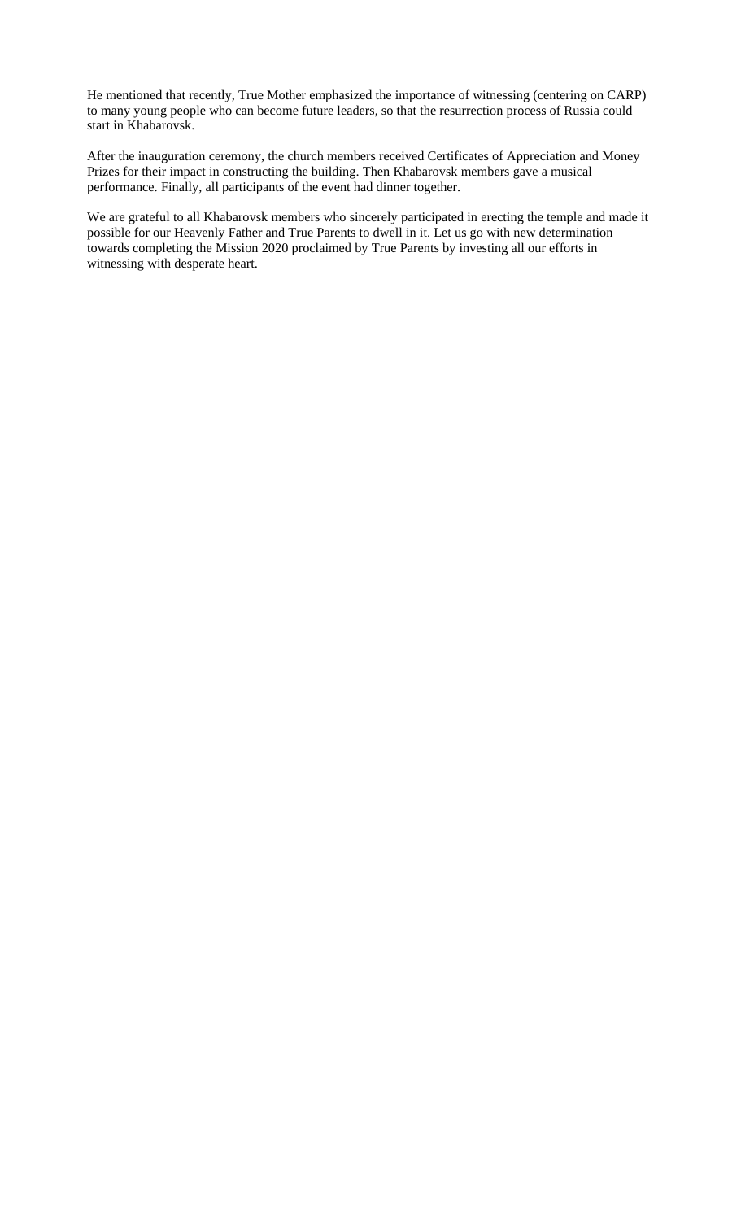He mentioned that recently, True Mother emphasized the importance of witnessing (centering on CARP) to many young people who can become future leaders, so that the resurrection process of Russia could start in Khabarovsk.

After the inauguration ceremony, the church members received Certificates of Appreciation and Money Prizes for their impact in constructing the building. Then Khabarovsk members gave a musical performance. Finally, all participants of the event had dinner together.

We are grateful to all Khabarovsk members who sincerely participated in erecting the temple and made it possible for our Heavenly Father and True Parents to dwell in it. Let us go with new determination towards completing the Mission 2020 proclaimed by True Parents by investing all our efforts in witnessing with desperate heart.